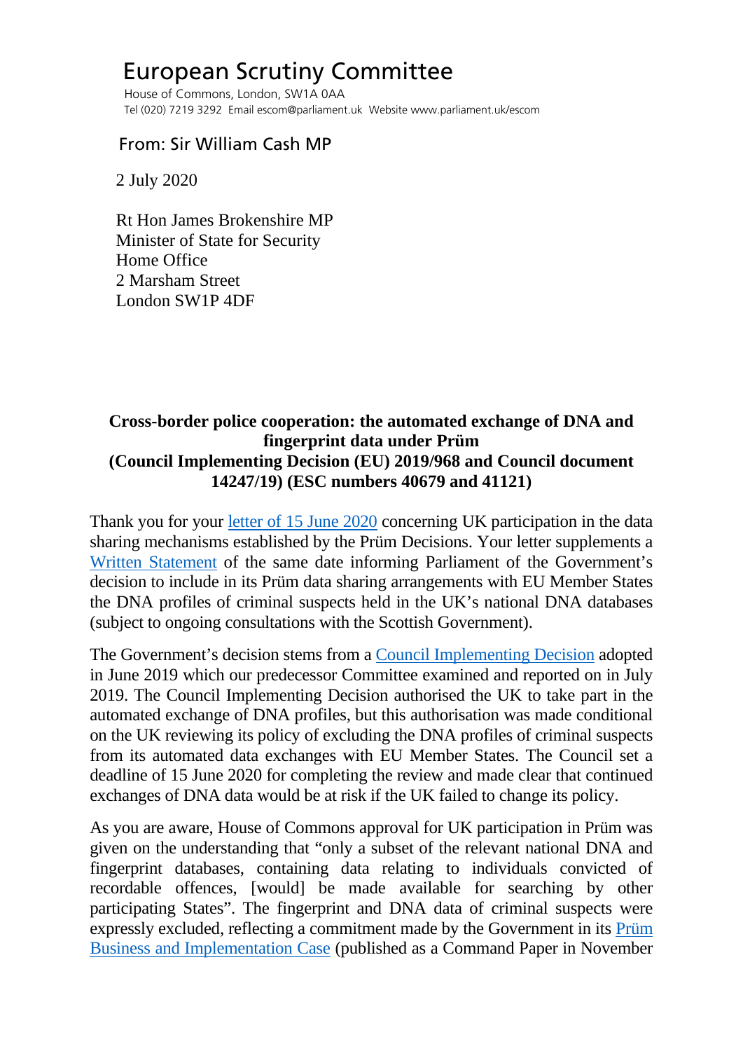# European Scrutiny Committee

House of Commons, London, SW1A 0AA
Tel (020) 7219 3292 Email escom@parliament.uk Website www.parliament.uk/escom

From: Sir William Cash MP

2 July 2020

Rt Hon James Brokenshire MP
Minister of State for Security
Home Office
2 Marsham Street
London SW1P 4DF

**Cross-border police cooperation: the automated exchange of DNA and fingerprint data under Prüm (Council Implementing Decision (EU) 2019/968 and Council document 14247/19) (ESC numbers 40679 and 41121)**

Thank you for your letter of 15 June 2020 concerning UK participation in the data sharing mechanisms established by the Prüm Decisions. Your letter supplements a Written Statement of the same date informing Parliament of the Government's decision to include in its Prüm data sharing arrangements with EU Member States the DNA profiles of criminal suspects held in the UK's national DNA databases (subject to ongoing consultations with the Scottish Government).

The Government's decision stems from a Council Implementing Decision adopted in June 2019 which our predecessor Committee examined and reported on in July 2019. The Council Implementing Decision authorised the UK to take part in the automated exchange of DNA profiles, but this authorisation was made conditional on the UK reviewing its policy of excluding the DNA profiles of criminal suspects from its automated data exchanges with EU Member States. The Council set a deadline of 15 June 2020 for completing the review and made clear that continued exchanges of DNA data would be at risk if the UK failed to change its policy.

As you are aware, House of Commons approval for UK participation in Prüm was given on the understanding that "only a subset of the relevant national DNA and fingerprint databases, containing data relating to individuals convicted of recordable offences, [would] be made available for searching by other participating States". The fingerprint and DNA data of criminal suspects were expressly excluded, reflecting a commitment made by the Government in its Prüm Business and Implementation Case (published as a Command Paper in November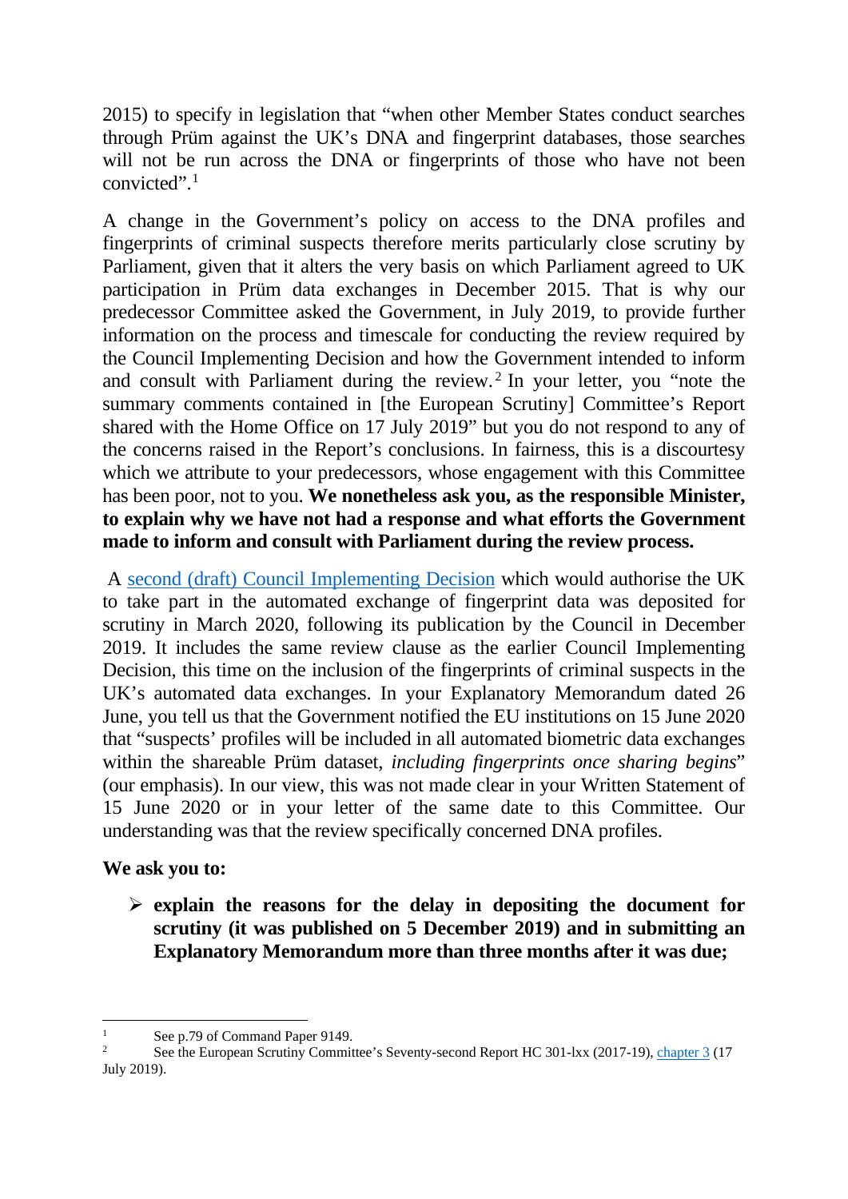2015) to specify in legislation that "when other Member States conduct searches through Prüm against the UK's DNA and fingerprint databases, those searches will not be run across the DNA or fingerprints of those who have not been convicted".[1]

A change in the Government's policy on access to the DNA profiles and fingerprints of criminal suspects therefore merits particularly close scrutiny by Parliament, given that it alters the very basis on which Parliament agreed to UK participation in Prüm data exchanges in December 2015. That is why our predecessor Committee asked the Government, in July 2019, to provide further information on the process and timescale for conducting the review required by the Council Implementing Decision and how the Government intended to inform and consult with Parliament during the review.[2] In your letter, you "note the summary comments contained in [the European Scrutiny] Committee's Report shared with the Home Office on 17 July 2019" but you do not respond to any of the concerns raised in the Report's conclusions. In fairness, this is a discourtesy which we attribute to your predecessors, whose engagement with this Committee has been poor, not to you. **We nonetheless ask you, as the responsible Minister, to explain why we have not had a response and what efforts the Government made to inform and consult with Parliament during the review process.**

A second (draft) Council Implementing Decision which would authorise the UK to take part in the automated exchange of fingerprint data was deposited for scrutiny in March 2020, following its publication by the Council in December 2019. It includes the same review clause as the earlier Council Implementing Decision, this time on the inclusion of the fingerprints of criminal suspects in the UK's automated data exchanges. In your Explanatory Memorandum dated 26 June, you tell us that the Government notified the EU institutions on 15 June 2020 that "suspects' profiles will be included in all automated biometric data exchanges within the shareable Prüm dataset, *including fingerprints once sharing begins*" (our emphasis). In our view, this was not made clear in your Written Statement of 15 June 2020 or in your letter of the same date to this Committee. Our understanding was that the review specifically concerned DNA profiles.

**We ask you to:**

- **explain the reasons for the delay in depositing the document for scrutiny (it was published on 5 December 2019) and in submitting an Explanatory Memorandum more than three months after it was due;**

---

[1] See p.79 of Command Paper 9149.

[2] See the European Scrutiny Committee's Seventy-second Report HC 301-lxx (2017-19), chapter 3 (17 July 2019).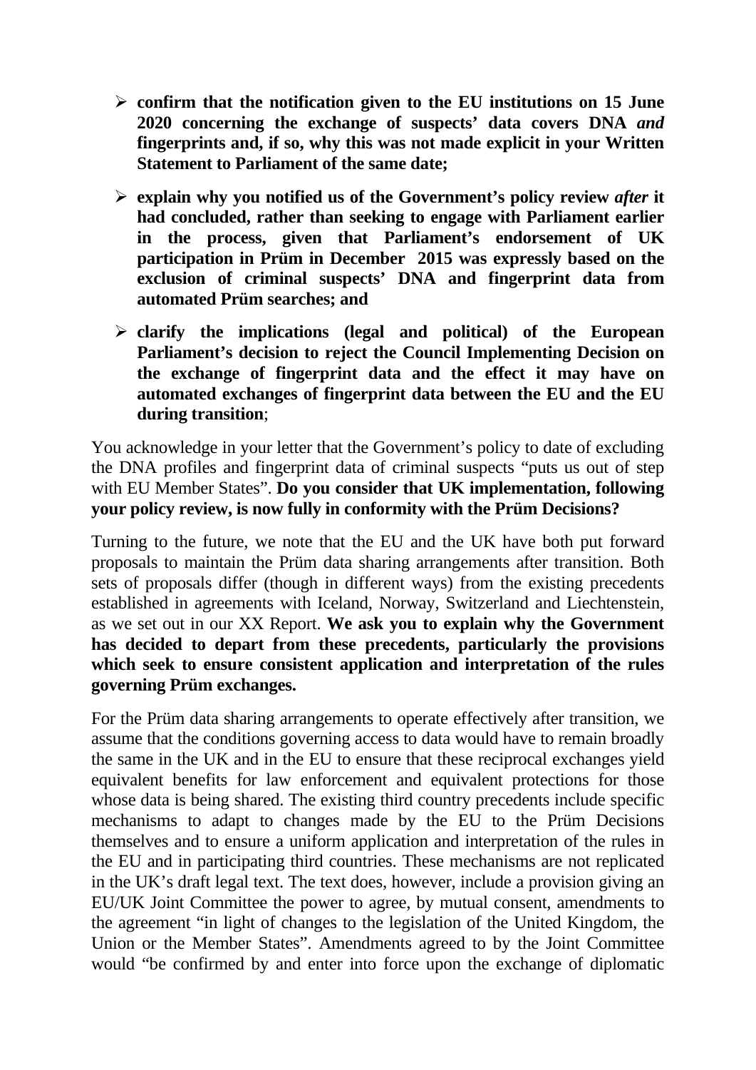- **confirm that the notification given to the EU institutions on 15 June 2020 concerning the exchange of suspects' data covers DNA *and* fingerprints and, if so, why this was not made explicit in your Written Statement to Parliament of the same date;**
- **explain why you notified us of the Government's policy review *after* it had concluded, rather than seeking to engage with Parliament earlier in the process, given that Parliament's endorsement of UK participation in Prüm in December 2015 was expressly based on the exclusion of criminal suspects' DNA and fingerprint data from automated Prüm searches; and**
- **clarify the implications (legal and political) of the European Parliament's decision to reject the Council Implementing Decision on the exchange of fingerprint data and the effect it may have on automated exchanges of fingerprint data between the EU and the EU during transition**;

You acknowledge in your letter that the Government's policy to date of excluding the DNA profiles and fingerprint data of criminal suspects "puts us out of step with EU Member States". **Do you consider that UK implementation, following your policy review, is now fully in conformity with the Prüm Decisions?**

Turning to the future, we note that the EU and the UK have both put forward proposals to maintain the Prüm data sharing arrangements after transition. Both sets of proposals differ (though in different ways) from the existing precedents established in agreements with Iceland, Norway, Switzerland and Liechtenstein, as we set out in our XX Report. **We ask you to explain why the Government has decided to depart from these precedents, particularly the provisions which seek to ensure consistent application and interpretation of the rules governing Prüm exchanges.**

For the Prüm data sharing arrangements to operate effectively after transition, we assume that the conditions governing access to data would have to remain broadly the same in the UK and in the EU to ensure that these reciprocal exchanges yield equivalent benefits for law enforcement and equivalent protections for those whose data is being shared. The existing third country precedents include specific mechanisms to adapt to changes made by the EU to the Prüm Decisions themselves and to ensure a uniform application and interpretation of the rules in the EU and in participating third countries. These mechanisms are not replicated in the UK's draft legal text. The text does, however, include a provision giving an EU/UK Joint Committee the power to agree, by mutual consent, amendments to the agreement "in light of changes to the legislation of the United Kingdom, the Union or the Member States". Amendments agreed to by the Joint Committee would "be confirmed by and enter into force upon the exchange of diplomatic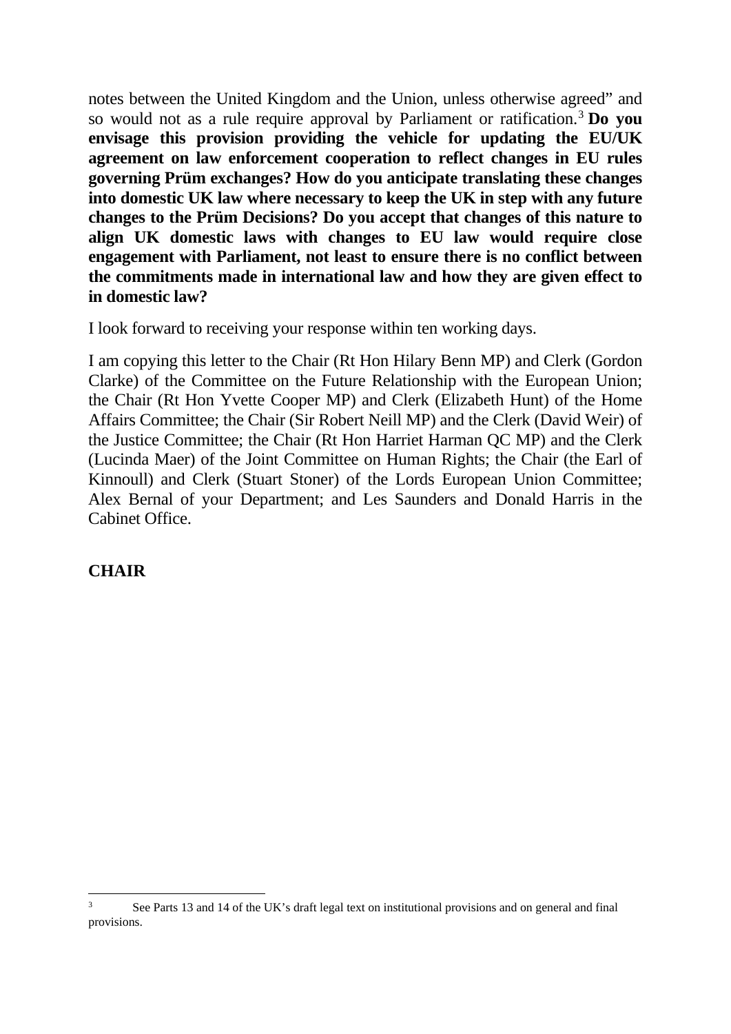notes between the United Kingdom and the Union, unless otherwise agreed" and so would not as a rule require approval by Parliament or ratification.[3] **Do you envisage this provision providing the vehicle for updating the EU/UK agreement on law enforcement cooperation to reflect changes in EU rules governing Prüm exchanges? How do you anticipate translating these changes into domestic UK law where necessary to keep the UK in step with any future changes to the Prüm Decisions? Do you accept that changes of this nature to align UK domestic laws with changes to EU law would require close engagement with Parliament, not least to ensure there is no conflict between the commitments made in international law and how they are given effect to in domestic law?**

I look forward to receiving your response within ten working days.

I am copying this letter to the Chair (Rt Hon Hilary Benn MP) and Clerk (Gordon Clarke) of the Committee on the Future Relationship with the European Union; the Chair (Rt Hon Yvette Cooper MP) and Clerk (Elizabeth Hunt) of the Home Affairs Committee; the Chair (Sir Robert Neill MP) and the Clerk (David Weir) of the Justice Committee; the Chair (Rt Hon Harriet Harman QC MP) and the Clerk (Lucinda Maer) of the Joint Committee on Human Rights; the Chair (the Earl of Kinnoull) and Clerk (Stuart Stoner) of the Lords European Union Committee; Alex Bernal of your Department; and Les Saunders and Donald Harris in the Cabinet Office.

**CHAIR**

---

[3] See Parts 13 and 14 of the UK's draft legal text on institutional provisions and on general and final provisions.